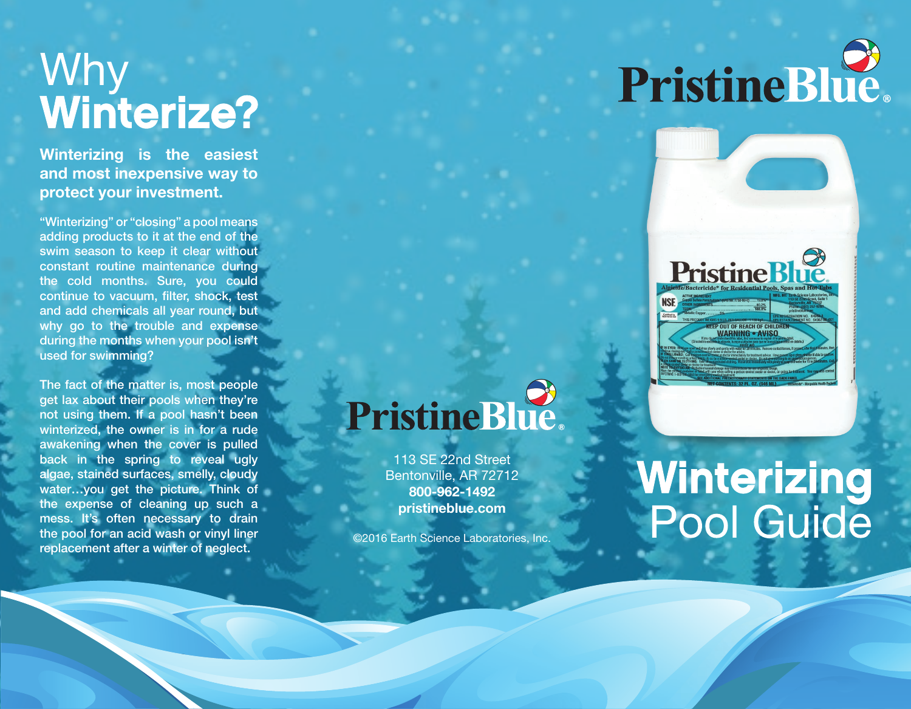# Why **Winterize?**

**Winterizing is the easiest and most inexpensive way to protect your investment.**

"Winterizing" or "closing" a pool means adding products to it at the end of the swim season to keep it clear without constant routine maintenance during the cold months. Sure, you could continue to vacuum, filter, shock, test and add chemicals all year round, but why go to the trouble and expense during the months when your pool isn't used for swimming?

The fact of the matter is, most people get lax about their pools when they're not using them. If a pool hasn't been winterized, the owner is in for a rude awakening when the cover is pulled back in the spring to reveal ugly algae, stained surfaces, smelly, cloudy water…you get the picture. Think of the expense of cleaning up such a mess. It's often necessary to drain the pool for an acid wash or vinyl liner replacement after a winter of neglect.

**PristineBlue®**

113 SE 22nd Street
Bentonville, AR 72712
**800-962-1492**
**pristineblue.com**

©2016 Earth Science Laboratories, Inc.

**PristineBlue®**

# **Winterizing** Pool Guide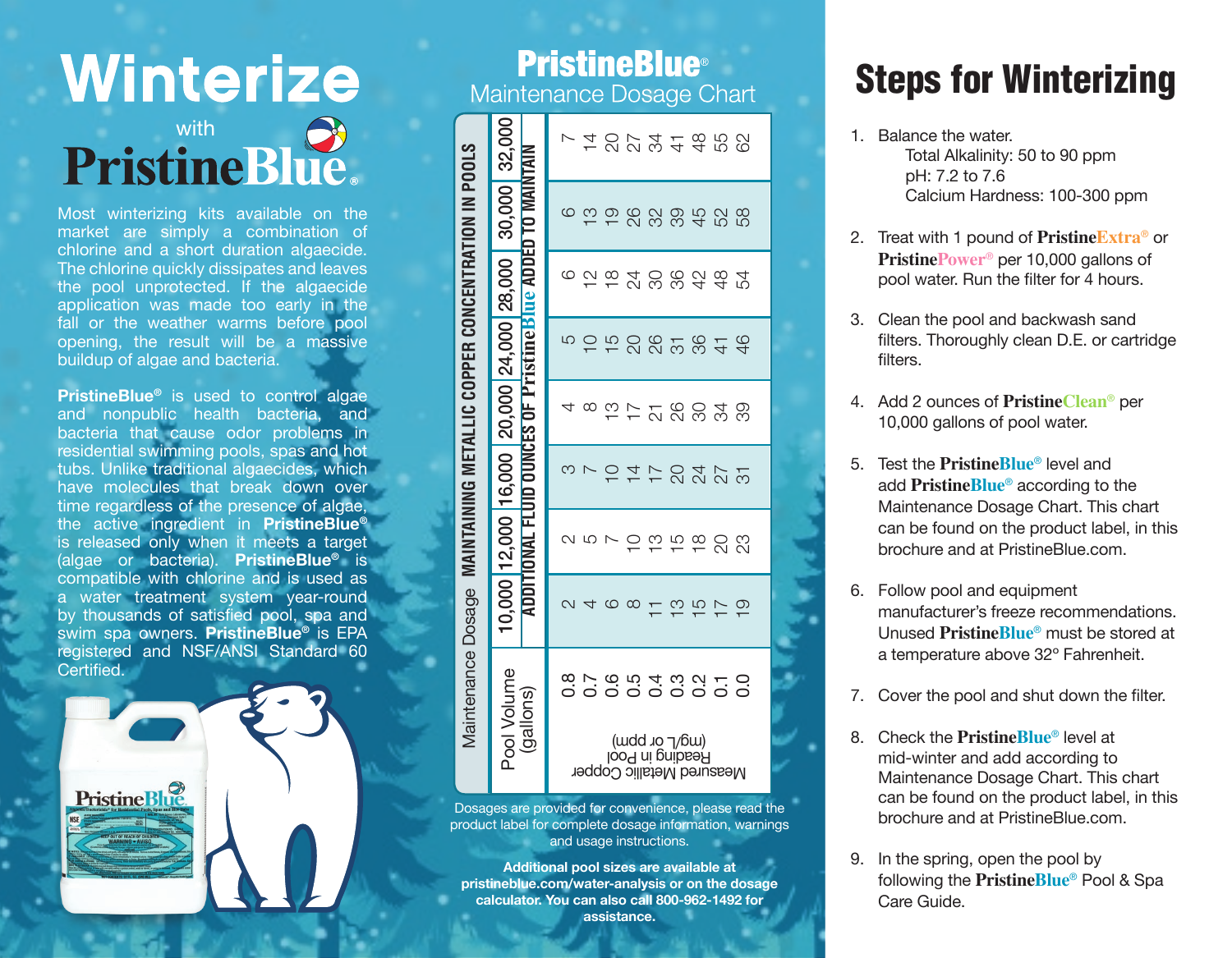# Winterize

with

# PristineBlue®

Most winterizing kits available on the market are simply a combination of chlorine and a short duration algaecide. The chlorine quickly dissipates and leaves the pool unprotected. If the algaecide application was made too early in the fall or the weather warms before pool opening, the result will be a massive buildup of algae and bacteria.

**PristineBlue®** is used to control algae and nonpublic health bacteria, and bacteria that cause odor problems in residential swimming pools, spas and hot tubs. Unlike traditional algaecides, which have molecules that break down over time regardless of the presence of algae, the active ingredient in **PristineBlue®** is released only when it meets a target (algae or bacteria). **PristineBlue®** is compatible with chlorine and is used as a water treatment system year-round by thousands of satisfied pool, spa and swim spa owners. **PristineBlue®** is EPA registered and NSF/ANSI Standard 60 Certified.

## PristineBlue® Maintenance Dosage Chart

Maintenance Dosage **MAINTAINING METALLIC COPPER CONCENTRATION IN POOLS**

| Measured Metallic Copper Reading in Pool (mg/L or ppm) | 10,000 | 12,000 | 16,000 | 20,000 | 24,000 | 28,000 | 30,000 | 32,000 |
|---|---|---|---|---|---|---|---|---|
| Pool Volume (gallons) | **ADDITIONAL FLUID OUNCES OF PristineBlue ADDED TO MAINTAIN** | | | | | | | |
| 0.8 | 2 | 2 | 3 | 4 | 5 | 6 | 6 | 7 |
| 0.7 | 4 | 5 | 7 | 8 | 10 | 12 | 13 | 14 |
| 0.6 | 6 | 7 | 10 | 13 | 15 | 18 | 19 | 20 |
| 0.5 | 8 | 10 | 14 | 17 | 20 | 24 | 26 | 27 |
| 0.4 | 11 | 13 | 17 | 21 | 26 | 30 | 32 | 34 |
| 0.3 | 13 | 15 | 20 | 26 | 31 | 36 | 39 | 41 |
| 0.2 | 15 | 18 | 24 | 30 | 36 | 42 | 45 | 48 |
| 0.1 | 17 | 20 | 27 | 34 | 41 | 48 | 52 | 55 |
| 0.0 | 19 | 23 | 31 | 39 | 46 | 54 | 58 | 62 |

Dosages are provided for convenience, please read the product label for complete dosage information, warnings and usage instructions.

**Additional pool sizes are available at pristineblue.com/water-analysis or on the dosage calculator. You can also call 800-962-1492 for assistance.**

# Steps for Winterizing

1. Balance the water.
   Total Alkalinity: 50 to 90 ppm
   pH: 7.2 to 7.6
   Calcium Hardness: 100-300 ppm
2. Treat with 1 pound of **PristineExtra®** or **PristinePower®** per 10,000 gallons of pool water. Run the filter for 4 hours.
3. Clean the pool and backwash sand filters. Thoroughly clean D.E. or cartridge filters.
4. Add 2 ounces of **PristineClean®** per 10,000 gallons of pool water.
5. Test the **PristineBlue®** level and add **PristineBlue®** according to the Maintenance Dosage Chart. This chart can be found on the product label, in this brochure and at PristineBlue.com.
6. Follow pool and equipment manufacturer's freeze recommendations. Unused **PristineBlue®** must be stored at a temperature above 32° Fahrenheit.
7. Cover the pool and shut down the filter.
8. Check the **PristineBlue®** level at mid-winter and add according to Maintenance Dosage Chart. This chart can be found on the product label, in this brochure and at PristineBlue.com.
9. In the spring, open the pool by following the **PristineBlue®** Pool & Spa Care Guide.